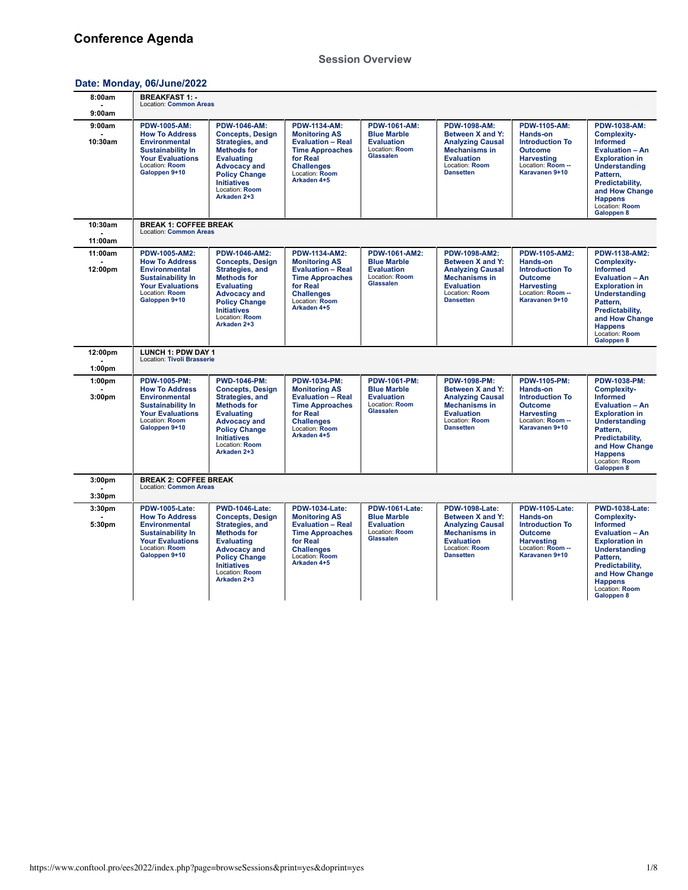# Conference Agenda

## Session Overview

### Date: Monday, 06/June/2022

| Time | | | | | | | |
|---|---|---|---|---|---|---|---|
| 8:00am - 9:00am | **BREAKFAST 1: -** Location: **Common Areas** | | | | | | |
| 9:00am - 10:30am | **PDW-1005-AM: How To Address Environmental Sustainability In Your Evaluations** Location: **Room Galoppen 9+10** | **PDW-1046-AM: Concepts, Design Strategies, and Methods for Evaluating Advocacy and Policy Change Initiatives** Location: **Room Arkaden 2+3** | **PDW-1134-AM: Monitoring AS Evaluation – Real Time Approaches for Real Challenges** Location: **Room Arkaden 4+5** | **PDW-1061-AM: Blue Marble Evaluation** Location: **Room Glassalen** | **PDW-1098-AM: Between X and Y: Analyzing Causal Mechanisms in Evaluation** Location: **Room Dansetten** | **PDW-1105-AM: Hands-on Introduction To Outcome Harvesting** Location: **Room -- Karavanen 9+10** | **PDW-1038-AM: Complexity-Informed Evaluation – An Exploration in Understanding Pattern, Predictability, and How Change Happens** Location: **Room Galoppen 8** |
| 10:30am - 11:00am | **BREAK 1: COFFEE BREAK** Location: **Common Areas** | | | | | | |
| 11:00am - 12:00pm | **PDW-1005-AM2: How To Address Environmental Sustainability In Your Evaluations** Location: **Room Galoppen 9+10** | **PDW-1046-AM2: Concepts, Design Strategies, and Methods for Evaluating Advocacy and Policy Change Initiatives** Location: **Room Arkaden 2+3** | **PDW-1134-AM2: Monitoring AS Evaluation – Real Time Approaches for Real Challenges** Location: **Room Arkaden 4+5** | **PDW-1061-AM2: Blue Marble Evaluation** Location: **Room Glassalen** | **PDW-1098-AM2: Between X and Y: Analyzing Causal Mechanisms in Evaluation** Location: **Room Dansetten** | **PDW-1105-AM2: Hands-on Introduction To Outcome Harvesting** Location: **Room -- Karavanen 9+10** | **PDW-1138-AM2: Complexity-Informed Evaluation – An Exploration in Understanding Pattern, Predictability, and How Change Happens** Location: **Room Galoppen 8** |
| 12:00pm - 1:00pm | **LUNCH 1: PDW DAY 1** Location: **Tivoli Brasserie** | | | | | | |
| 1:00pm - 3:00pm | **PDW-1005-PM: How To Address Environmental Sustainability In Your Evaluations** Location: **Room Galoppen 9+10** | **PWD-1046-PM: Concepts, Design Strategies, and Methods for Evaluating Advocacy and Policy Change Initiatives** Location: **Room Arkaden 2+3** | **PDW-1034-PM: Monitoring AS Evaluation – Real Time Approaches for Real Challenges** Location: **Room Arkaden 4+5** | **PDW-1061-PM: Blue Marble Evaluation** Location: **Room Glassalen** | **PDW-1098-PM: Between X and Y: Analyzing Causal Mechanisms in Evaluation** Location: **Room Dansetten** | **PDW-1105-PM: Hands-on Introduction To Outcome Harvesting** Location: **Room -- Karavanen 9+10** | **PDW-1038-PM: Complexity-Informed Evaluation – An Exploration in Understanding Pattern, Predictability, and How Change Happens** Location: **Room Galoppen 8** |
| 3:00pm - 3:30pm | **BREAK 2: COFFEE BREAK** Location: **Common Areas** | | | | | | |
| 3:30pm - 5:30pm | **PDW-1005-Late: How To Address Environmental Sustainability In Your Evaluations** Location: **Room Galoppen 9+10** | **PWD-1046-Late: Concepts, Design Strategies, and Methods for Evaluating Advocacy and Policy Change Initiatives** Location: **Room Arkaden 2+3** | **PDW-1034-Late: Monitoring AS Evaluation – Real Time Approaches for Real Challenges** Location: **Room Arkaden 4+5** | **PDW-1061-Late: Blue Marble Evaluation** Location: **Room Glassalen** | **PDW-1098-Late: Between X and Y: Analyzing Causal Mechanisms in Evaluation** Location: **Room Dansetten** | **PDW-1105-Late: Hands-on Introduction To Outcome Harvesting** Location: **Room -- Karavanen 9+10** | **PWD-1038-Late: Complexity-Informed Evaluation – An Exploration in Understanding Pattern, Predictability, and How Change Happens** Location: **Room Galoppen 8** |

https://www.conftool.pro/ees2022/index.php?page=browseSessions&print=yes&doprint=yes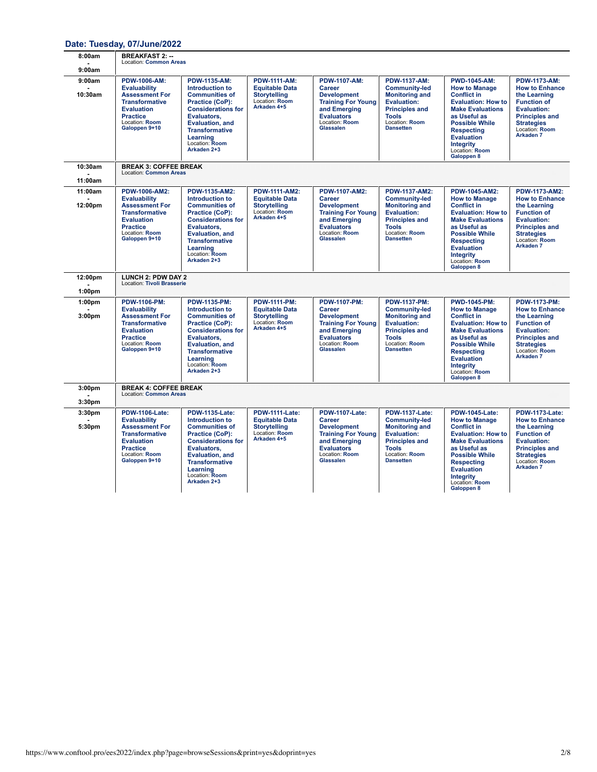## Date: Tuesday, 07/June/2022

| Time | | | | | | | |
|---|---|---|---|---|---|---|---|
| 8:00am - 9:00am | **BREAKFAST 2: --** Location: **Common Areas** | | | | | | |
| 9:00am - 10:30am | **PDW-1006-AM: Evaluability Assessment For Transformative Evaluation Practice** Location: **Room Galoppen 9+10** | **PDW-1135-AM: Introduction to Communities of Practice (CoP): Considerations for Evaluators, Evaluation, and Transformative Learning** Location: **Room Arkaden 2+3** | **PDW-1111-AM: Equitable Data Storytelling** Location: **Room Arkaden 4+5** | **PDW-1107-AM: Career Development Training For Young and Emerging Evaluators** Location: **Room Glassalen** | **PDW-1137-AM: Community-led Monitoring and Evaluation: Principles and Tools** Location: **Room Dansetten** | **PWD-1045-AM: How to Manage Conflict in Evaluation: How to Make Evaluations as Useful as Possible While Respecting Evaluation Integrity** Location: **Room Galoppen 8** | **PDW-1173-AM: How to Enhance the Learning Function of Evaluation: Principles and Strategies** Location: **Room Arkaden 7** |
| 10:30am - 11:00am | **BREAK 3: COFFEE BREAK** Location: **Common Areas** | | | | | | |
| 11:00am - 12:00pm | **PDW-1006-AM2: Evaluability Assessment For Transformative Evaluation Practice** Location: **Room Galoppen 9+10** | **PDW-1135-AM2: Introduction to Communities of Practice (CoP): Considerations for Evaluators, Evaluation, and Transformative Learning** Location: **Room Arkaden 2+3** | **PDW-1111-AM2: Equitable Data Storytelling** Location: **Room Arkaden 4+5** | **PDW-1107-AM2: Career Development Training For Young and Emerging Evaluators** Location: **Room Glassalen** | **PDW-1137-AM2: Community-led Monitoring and Evaluation: Principles and Tools** Location: **Room Dansetten** | **PDW-1045-AM2: How to Manage Conflict in Evaluation: How to Make Evaluations as Useful as Possible While Respecting Evaluation Integrity** Location: **Room Galoppen 8** | **PDW-1173-AM2: How to Enhance the Learning Function of Evaluation: Principles and Strategies** Location: **Room Arkaden 7** |
| 12:00pm - 1:00pm | **LUNCH 2: PDW DAY 2** Location: **Tivoli Brasserie** | | | | | | |
| 1:00pm - 3:00pm | **PDW-1106-PM: Evaluability Assessment For Transformative Evaluation Practice** Location: **Room Galoppen 9+10** | **PDW-1135-PM: Introduction to Communities of Practice (CoP): Considerations for Evaluators, Evaluation, and Transformative Learning** Location: **Room Arkaden 2+3** | **PDW-1111-PM: Equitable Data Storytelling** Location: **Room Arkaden 4+5** | **PDW-1107-PM: Career Development Training For Young and Emerging Evaluators** Location: **Room Glassalen** | **PDW-1137-PM: Community-led Monitoring and Evaluation: Principles and Tools** Location: **Room Dansetten** | **PWD-1045-PM: How to Manage Conflict in Evaluation: How to Make Evaluations as Useful as Possible While Respecting Evaluation Integrity** Location: **Room Galoppen 8** | **PDW-1173-PM: How to Enhance the Learning Function of Evaluation: Principles and Strategies** Location: **Room Arkaden 7** |
| 3:00pm - 3:30pm | **BREAK 4: COFFEE BREAK** Location: **Common Areas** | | | | | | |
| 3:30pm - 5:30pm | **PDW-1106-Late: Evaluability Assessment For Transformative Evaluation Practice** Location: **Room Galoppen 9+10** | **PDW-1135-Late: Introduction to Communities of Practice (CoP): Considerations for Evaluators, Evaluation, and Transformative Learning** Location: **Room Arkaden 2+3** | **PDW-1111-Late: Equitable Data Storytelling** Location: **Room Arkaden 4+5** | **PDW-1107-Late: Career Development Training For Young and Emerging Evaluators** Location: **Room Glassalen** | **PDW-1137-Late: Community-led Monitoring and Evaluation: Principles and Tools** Location: **Room Dansetten** | **PDW-1045-Late: How to Manage Conflict in Evaluation: How to Make Evaluations as Useful as Possible While Respecting Evaluation Integrity** Location: **Room Galoppen 8** | **PDW-1173-Late: How to Enhance the Learning Function of Evaluation: Principles and Strategies** Location: **Room Arkaden 7** |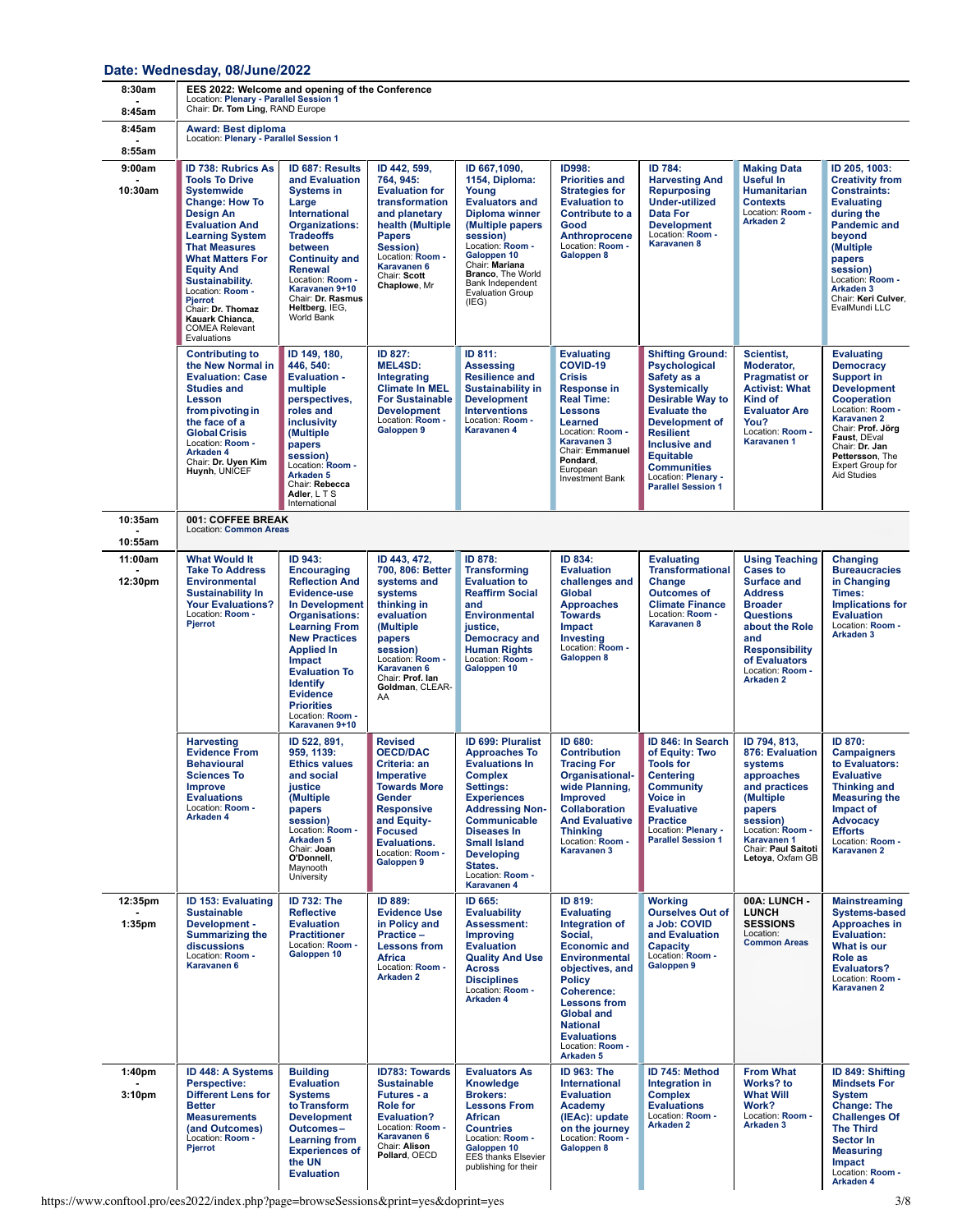## Date: Wednesday, 08/June/2022

**8:30am - 8:45am**

**EES 2022: Welcome and opening of the Conference**
Location: **Plenary - Parallel Session 1**
Chair: **Dr. Tom Ling**, RAND Europe

**8:45am - 8:55am**

**Award: Best diploma**
Location: **Plenary - Parallel Session 1**

**9:00am - 10:30am**

| | | | | | | | |
|---|---|---|---|---|---|---|---|
| **ID 738: Rubrics As Tools To Drive Systemwide Change: How To Design An Evaluation And Learning System That Measures What Matters For Equity And Sustainability.** Location: **Room - Pjerrot** Chair: **Dr. Thomaz Kauark Chianca**, COMEA Relevant Evaluations | **ID 687: Results and Evaluation Systems in Large International Organizations: Tradeoffs between Continuity and Renewal** Location: **Room - Karavanen 9+10** Chair: **Dr. Rasmus Heltberg**, IEG, World Bank | **ID 442, 599, 764, 945: Evaluation for transformation and planetary health (Multiple Papers Session)** Location: **Room - Karavanen 6** Chair: **Scott Chaplowe**, Mr | **ID 667,1090, 1154, Diploma: Young Evaluators and Diploma winner (Multiple papers session)** Location: **Room - Galoppen 10** Chair: **Mariana Branco**, The World Bank Independent Evaluation Group (IEG) | **ID998: Priorities and Strategies for Evaluation to Contribute to a Good Anthroprocene** Location: **Room - Galoppen 8** | **ID 784: Harvesting And Repurposing Under-utilized Data For Development** Location: **Room - Karavanen 8** | **Making Data Useful In Humanitarian Contexts** Location: **Room - Arkaden 2** | **ID 205, 1003: Creativity from Constraints: Evaluating during the Pandemic and beyond (Multiple papers session)** Location: **Room - Arkaden 3** Chair: **Keri Culver**, EvalMundi LLC |
| **Contributing to the New Normal in Evaluation: Case Studies and Lesson from pivoting in the face of a Global Crisis** Location: **Room - Arkaden 4** Chair: **Dr. Uyen Kim Huynh**, UNICEF | **ID 149, 180, 446, 540: Evaluation - multiple perspectives, roles and inclusivity (Multiple papers session)** Location: **Room - Arkaden 5** Chair: **Rebecca Adler**, L T S International | **ID 827: MEL4SD: Integrating Climate In MEL For Sustainable Development** Location: **Room - Galoppen 9** | **ID 811: Assessing Resilience and Sustainability in Development Interventions** Location: **Room - Karavanen 4** | **Evaluating COVID-19 Crisis Response in Real Time: Lessons Learned** Location: **Room - Karavanen 3** Chair: **Emmanuel Pondard**, European Investment Bank | **Shifting Ground: Psychological Safety as a Systemically Desirable Way to Evaluate the Development of Resilient Inclusive and Equitable Communities** Location: **Plenary - Parallel Session 1** | **Scientist, Moderator, Pragmatist or Activist: What Kind of Evaluator Are You?** Location: **Room - Karavanen 1** | **Evaluating Democracy Support in Development Cooperation** Location: **Room - Karavanen 2** Chair: **Prof. Jörg Faust**, DEval Chair: **Dr. Jan Pettersson**, The Expert Group for Aid Studies |

**10:35am - 10:55am**

**001: COFFEE BREAK**
Location: **Common Areas**

**11:00am - 12:30pm**

| | | | | | | | |
|---|---|---|---|---|---|---|---|
| **What Would It Take To Address Environmental Sustainability In Your Evaluations?** Location: **Room - Pjerrot** | **ID 943: Encouraging Reflection And Evidence-use In Development Organisations: Learning From New Practices Applied In Impact Evaluation To Identify Evidence Priorities** Location: **Room - Karavanen 9+10** | **ID 443, 472, 700, 806: Better systems and systems thinking in evaluation (Multiple papers session)** Location: **Room - Karavanen 6** Chair: **Prof. Ian Goldman**, CLEAR-AA | **ID 878: Transforming Evaluation to Reaffirm Social and Environmental justice, Democracy and Human Rights** Location: **Room - Galoppen 10** | **ID 834: Evaluation challenges and Global Approaches Towards Impact Investing** Location: **Room - Galoppen 8** | **Evaluating Transformational Change Outcomes of Climate Finance** Location: **Room - Karavanen 8** | **Using Teaching Cases to Surface and Address Broader Questions about the Role and Responsibility of Evaluators** Location: **Room - Arkaden 2** | **Changing Bureaucracies in Changing Times: Implications for Evaluation** Location: **Room - Arkaden 3** |
| **Harvesting Evidence From Behavioural Sciences To Improve Evaluations** Location: **Room - Arkaden 4** | **ID 522, 891, 959, 1139: Ethics values and social justice (Multiple papers session)** Location: **Room - Arkaden 5** Chair: **Joan O'Donnell**, Maynooth University | **Revised OECD/DAC Criteria: an Imperative Towards More Gender Responsive and Equity-Focused Evaluations.** Location: **Room - Galoppen 9** | **ID 699: Pluralist Approaches To Evaluations In Complex Settings: Experiences Addressing Non-Communicable Diseases In Small Island Developing States.** Location: **Room - Karavanen 4** | **ID 680: Contribution Tracing For Organisational-wide Planning, Improved Collaboration And Evaluative Thinking** Location: **Room - Karavanen 3** | **ID 846: In Search of Equity: Two Tools for Centering Community Voice in Evaluative Practice** Location: **Plenary - Parallel Session 1** | **ID 794, 813, 876: Evaluation systems approaches and practices (Multiple papers session)** Location: **Room - Karavanen 1** Chair: **Paul Saitoti Letoya**, Oxfam GB | **ID 870: Campaigners to Evaluators: Evaluative Thinking and Measuring the Impact of Advocacy Efforts** Location: **Room - Karavanen 2** |

**12:35pm - 1:35pm**

| | | | | | | | |
|---|---|---|---|---|---|---|---|
| **ID 153: Evaluating Sustainable Development - Summarizing the discussions** Location: **Room - Karavanen 6** | **ID 732: The Reflective Evaluation Practitioner** Location: **Room - Galoppen 10** | **ID 889: Evidence Use in Policy and Practice – Lessons from Africa** Location: **Room - Arkaden 2** | **ID 665: Evaluability Assessment: Improving Evaluation Quality And Use Across Disciplines** Location: **Room - Arkaden 4** | **ID 819: Evaluating Integration of Social, Economic and Environmental objectives, and Policy Coherence: Lessons from Global and National Evaluations** Location: **Room - Arkaden 5** | **Working Ourselves Out of a Job: COVID and Evaluation Capacity** Location: **Room - Galoppen 9** | **00A: LUNCH - LUNCH SESSIONS** Location: **Common Areas** | **Mainstreaming Systems-based Approaches in Evaluation: What is our Role as Evaluators?** Location: **Room - Karavanen 2** |

**1:40pm - 3:10pm**

| | | | | | | | |
|---|---|---|---|---|---|---|---|
| **ID 448: A Systems Perspective: Different Lens for Better Measurements (and Outcomes)** Location: **Room - Pjerrot** | **Building Evaluation Systems to Transform Development Outcomes – Learning from Experiences of the UN Evaluation** | **ID783: Towards Sustainable Futures - a Role for Evaluation?** Location: **Room - Karavanen 6** Chair: **Alison Pollard**, OECD | **Evaluators As Knowledge Brokers: Lessons From African Countries** Location: **Room - Galoppen 10** EES thanks Elsevier publishing for their | **ID 963: The International Evaluation Academy (IEAc): update on the journey** Location: **Room - Galoppen 8** | **ID 745: Method Integration in Complex Evaluations** Location: **Room - Arkaden 2** | **From What Works? to What Will Work?** Location: **Room - Arkaden 3** | **ID 849: Shifting Mindsets For System Change: The Challenges Of The Third Sector In Measuring Impact** Location: **Room - Arkaden 4** |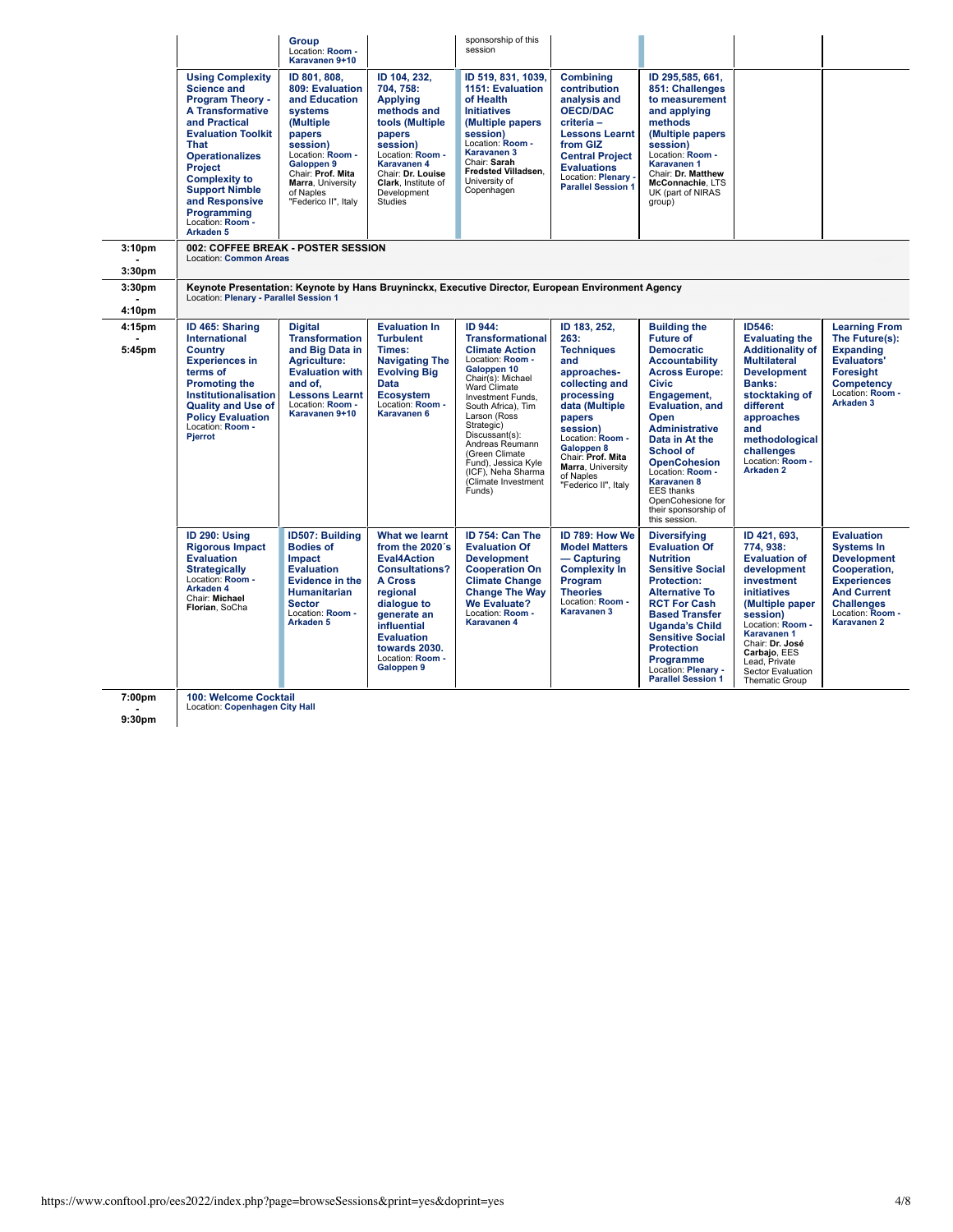| Time | | | | | | | | |
|---|---|---|---|---|---|---|---|---|
| | | **Group** Location: **Room - Karavanen 9+10** | | sponsorship of this session | | | | |
| | **Using Complexity Science and Program Theory - A Transformative and Practical Evaluation Toolkit That Operationalizes Project Complexity to Support Nimble and Responsive Programming** Location: **Room - Arkaden 5** | **ID 801, 808, 809: Evaluation and Education systems (Multiple papers session)** Location: **Room - Galoppen 9** Chair: **Prof. Mita Marra**, University of Naples "Federico II", Italy | **ID 104, 232, 704, 758: Applying methods and tools (Multiple papers session)** Location: **Room - Karavanen 4** Chair: **Dr. Louise Clark**, Institute of Development Studies | **ID 519, 831, 1039, 1151: Evaluation of Health Initiatives (Multiple papers session)** Location: **Room - Karavanen 3** Chair: **Sarah Fredsted Villadsen**, University of Copenhagen | **Combining contribution analysis and OECD/DAC criteria – Lessons Learnt from GIZ Central Project Evaluations** Location: **Plenary - Parallel Session 1** | **ID 295,585, 661, 851: Challenges to measurement and applying methods (Multiple papers session)** Location: **Room - Karavanen 1** Chair: **Dr. Matthew McConnachie**, LTS UK (part of NIRAS group) | | |
| 3:10pm - 3:30pm | **002: COFFEE BREAK - POSTER SESSION** Location: **Common Areas** | | | | | | | |
| 3:30pm - 4:10pm | **Keynote Presentation: Keynote by Hans Bruyninckx, Executive Director, European Environment Agency** Location: **Plenary - Parallel Session 1** | | | | | | | |
| 4:15pm - 5:45pm | **ID 465: Sharing International Country Experiences in terms of Promoting the Institutionalisation Quality and Use of Policy Evaluation** Location: **Room - Pjerrot** | **Digital Transformation and Big Data in Agriculture: Evaluation with and of, Lessons Learnt** Location: **Room - Karavanen 9+10** | **Evaluation In Turbulent Times: Navigating The Evolving Big Data Ecosystem** Location: **Room - Karavanen 6** | **ID 944: Transformational Climate Action** Location: **Room - Galoppen 10** Chair(s): Michael Ward Climate Investment Funds, South Africa), Tim Larson (Ross Strategic) Discussant(s): Andreas Reumann (Green Climate Fund), Jessica Kyle (ICF), Neha Sharma (Climate Investment Funds) | **ID 183, 252, 263: Techniques and approaches-collecting and processing data (Multiple papers session)** Location: **Room - Galoppen 8** Chair: **Prof. Mita Marra**, University of Naples "Federico II", Italy | **Building the Future of Democratic Accountability Across Europe: Civic Engagement, Evaluation, and Open Administrative Data in At the School of OpenCohesion** Location: **Room - Karavanen 8** EES thanks OpenCohesione for their sponsorship of this session. | **ID546: Evaluating the Additionality of Multilateral Development Banks: stocktaking of different approaches and methodological challenges** Location: **Room - Arkaden 2** | **Learning From The Future(s): Expanding Evaluators' Foresight Competency** Location: **Room - Arkaden 3** |
| | **ID 290: Using Rigorous Impact Evaluation Strategically** Location: **Room - Arkaden 4** Chair: **Michael Florian**, SoCha | **ID507: Building Bodies of Impact Evaluation Evidence in the Humanitarian Sector** Location: **Room - Arkaden 5** | **What we learnt from the 2020´s Eval4Action Consultations? A Cross regional dialogue to generate an influential Evaluation towards 2030.** Location: **Room - Galoppen 9** | **ID 754: Can The Evaluation Of Development Cooperation On Climate Change Change The Way We Evaluate?** Location: **Room - Karavanen 4** | **ID 789: How We Model Matters — Capturing Complexity In Program Theories** Location: **Room - Karavanen 3** | **Diversifying Evaluation Of Nutrition Sensitive Social Protection: Alternative To RCT For Cash Based Transfer Uganda's Child Sensitive Social Protection Programme** Location: **Plenary - Parallel Session 1** | **ID 421, 693, 774, 938: Evaluation of development investment initiatives (Multiple paper session)** Location: **Room - Karavanen 1** Chair: **Dr. José Carbajo**, EES Lead, Private Sector Evaluation Thematic Group | **Evaluation Systems In Development Cooperation, Experiences And Current Challenges** Location: **Room - Karavanen 2** |
| 7:00pm - 9:30pm | **100: Welcome Cocktail** Location: **Copenhagen City Hall** | | | | | | | |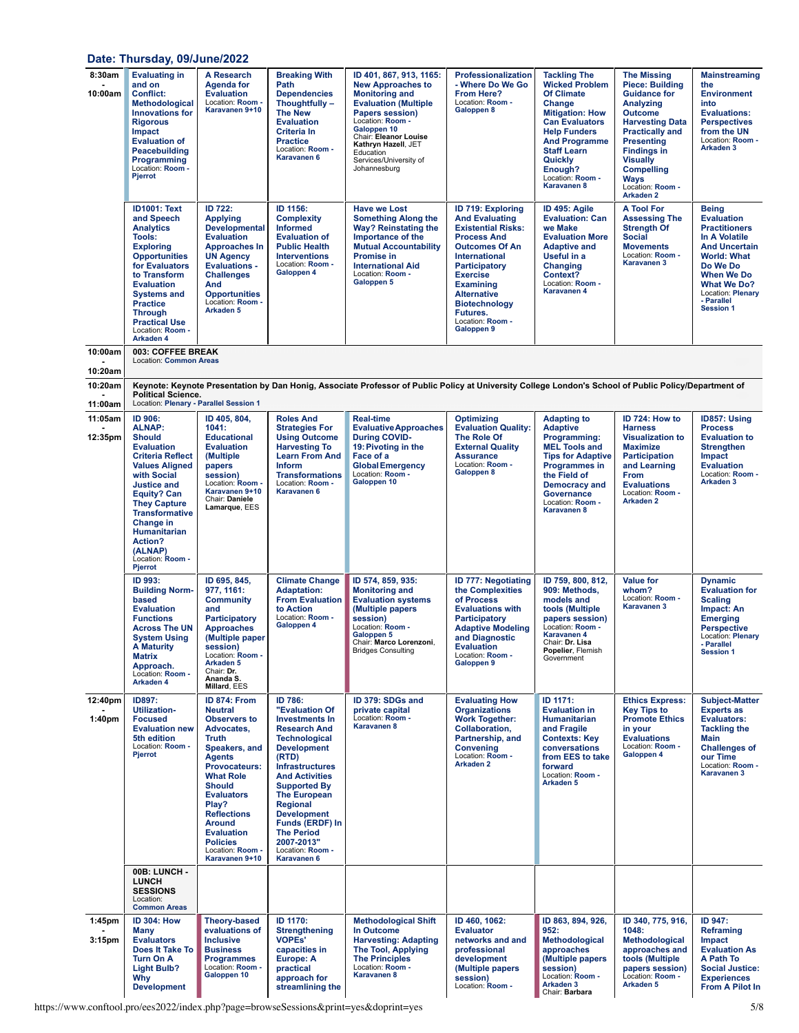## Date: Thursday, 09/June/2022

| Time | | | | | | | | |
|---|---|---|---|---|---|---|---|---|
| 8:30am - 10:00am | **Evaluating in and on Conflict: Methodological Innovations for Rigorous Impact Evaluation of Peacebuilding Programming** Location: Room - Pjerrot | **A Research Agenda for Evaluation** Location: Room - Karavanen 9+10 | **Breaking With Path Dependencies Thoughtfully – The New Evaluation Criteria In Practice** Location: Room - Karavanen 6 | **ID 401, 867, 913, 1165: New Approaches to Monitoring and Evaluation (Multiple Papers session)** Location: Room - Galoppen 10 Chair: **Eleanor Louise Kathryn Hazell**, JET Education Services/University of Johannesburg | **Professionalization - Where Do We Go From Here?** Location: Room - Galoppen 8 | **Tackling The Wicked Problem Of Climate Change Mitigation: How Can Evaluators Help Funders And Programme Staff Learn Quickly Enough?** Location: Room - Karavanen 8 | **The Missing Piece: Building Guidance for Analyzing Outcome Harvesting Data Practically and Presenting Findings in Visually Compelling Ways** Location: Room - Arkaden 2 | **Mainstreaming the Environment into Evaluations: Perspectives from the UN** Location: Room - Arkaden 3 |
| | **ID1001: Text and Speech Analytics Tools: Exploring Opportunities for Evaluators to Transform Evaluation Systems and Practice Through Practical Use** Location: Room - Arkaden 4 | **ID 722: Applying Developmental Evaluation Approaches In UN Agency Evaluations - Challenges And Opportunities** Location: Room - Arkaden 5 | **ID 1156: Complexity Informed Evaluation of Public Health Interventions** Location: Room - Galoppen 4 | **Have we Lost Something Along the Way? Reinstating the Importance of the Mutual Accountability Promise in International Aid** Location: Room - Galoppen 5 | **ID 719: Exploring And Evaluating Existential Risks: Process And Outcomes Of An International Participatory Exercise Examining Alternative Biotechnology Futures.** Location: Room - Galoppen 9 | **ID 495: Agile Evaluation: Can we Make Evaluation More Adaptive and Useful in a Changing Context?** Location: Room - Karavanen 4 | **A Tool For Assessing The Strength Of Social Movements** Location: Room - Karavanen 3 | **Being Evaluation Practitioners In A Volatile And Uncertain World: What Do We Do When We Do What We Do?** Location: Plenary - Parallel Session 1 |
| 10:00am - 10:20am | **003: COFFEE BREAK** Location: Common Areas | | | | | | | |
| 10:20am - 11:00am | **Keynote: Keynote Presentation by Dan Honig, Associate Professor of Public Policy at University College London's School of Public Policy/Department of Political Science.** Location: Plenary - Parallel Session 1 | | | | | | | |
| 11:05am - 12:35pm | **ID 906: ALNAP: Should Evaluation Criteria Reflect Values Aligned with Social Justice and Equity? Can They Capture Transformative Change in Humanitarian Action? (ALNAP)** Location: Room - Pjerrot | **ID 405, 804, 1041: Educational Evaluation (Multiple papers session)** Location: Room - Karavanen 9+10 Chair: **Daniele Lamarque**, EES | **Roles And Strategies For Using Outcome Harvesting To Learn From And Inform Transformations** Location: Room - Karavanen 6 | **Real-time Evaluative Approaches During COVID-19: Pivoting in the Face of a Global Emergency** Location: Room - Galoppen 10 | **Optimizing Evaluation Quality: The Role Of External Quality Assurance** Location: Room - Galoppen 8 | **Adapting to Adaptive Programming: MEL Tools and Tips for Adaptive Programmes in the Field of Democracy and Governance** Location: Room - Karavanen 8 | **ID 724: How to Harness Visualization to Maximize Participation and Learning From Evaluations** Location: Room - Arkaden 2 | **ID857: Using Process Evaluation to Strengthen Impact Evaluation** Location: Room - Arkaden 3 |
| | **ID 993: Building Norm-based Evaluation Functions Across The UN System Using A Maturity Matrix Approach.** Location: Room - Arkaden 4 | **ID 695, 845, 977, 1161: Community and Participatory Approaches (Multiple paper session)** Location: Room - Arkaden 5 Chair: **Dr. Ananda S. Millard**, EES | **Climate Change Adaptation: From Evaluation to Action** Location: Room - Galoppen 4 | **ID 574, 859, 935: Monitoring and Evaluation systems (Multiple papers session)** Location: Room - Galoppen 5 Chair: **Marco Lorenzoni**, Bridges Consulting | **ID 777: Negotiating the Complexities of Process Evaluations with Participatory Adaptive Modeling and Diagnostic Evaluation** Location: Room - Galoppen 9 | **ID 759, 800, 812, 909: Methods, models and tools (Multiple papers session)** Location: Room - Karavanen 4 Chair: **Dr. Lisa Popelier**, Flemish Government | **Value for whom?** Location: Room - Karavanen 3 | **Dynamic Evaluation for Scaling Impact: An Emerging Perspective** Location: Plenary - Parallel Session 1 |
| 12:40pm - 1:40pm | **ID897: Utilization-Focused Evaluation new 5th edition** Location: Room - Pjerrot | **ID 874: From Neutral Observers to Advocates, Truth Speakers, and Agents Provocateurs: What Role Should Evaluators Play? Reflections Around Evaluation Policies** Location: Room - Karavanen 9+10 | **ID 786: "Evaluation Of Investments In Research And Technological Development (RTD) Infrastructures And Activities Supported By The European Regional Development Funds (ERDF) In The Period 2007-2013"** Location: Room - Karavanen 6 | **ID 379: SDGs and private capital** Location: Room - Karavanen 8 | **Evaluating How Organizations Work Together: Collaboration, Partnership, and Convening** Location: Room - Arkaden 2 | **ID 1171: Evaluation in Humanitarian and Fragile Contexts: Key conversations from EES to take forward** Location: Room - Arkaden 5 | **Ethics Express: Key Tips to Promote Ethics in your Evaluations** Location: Room - Galoppen 4 | **Subject-Matter Experts as Evaluators: Tackling the Main Challenges of our Time** Location: Room - Karavanen 3 |
| | **00B: LUNCH - LUNCH SESSIONS** Location: Common Areas | | | | | | | |
| 1:45pm - 3:15pm | **ID 304: How Many Evaluators Does It Take To Turn On A Light Bulb? Why Development** | **Theory-based evaluations of Inclusive Business Programmes** Location: Room - Galoppen 10 | **ID 1170: Strengthening VOPEs' capacities in Europe: A practical approach for streamlining the** | **Methodological Shift In Outcome Harvesting: Adapting The Tool, Applying The Principles** Location: Room - Karavanen 8 | **ID 460, 1062: Evaluator networks and and professional development (Multiple papers session)** Location: Room - | **ID 863, 894, 926, 952: Methodological approaches (Multiple papers session)** Location: Room - Arkaden 3 Chair: **Barbara** | **ID 340, 775, 916, 1048: Methodological approaches and tools (Multiple papers session)** Location: Room - Arkaden 5 | **ID 947: Reframing Impact Evaluation As A Path To Social Justice: Experiences From A Pilot In** |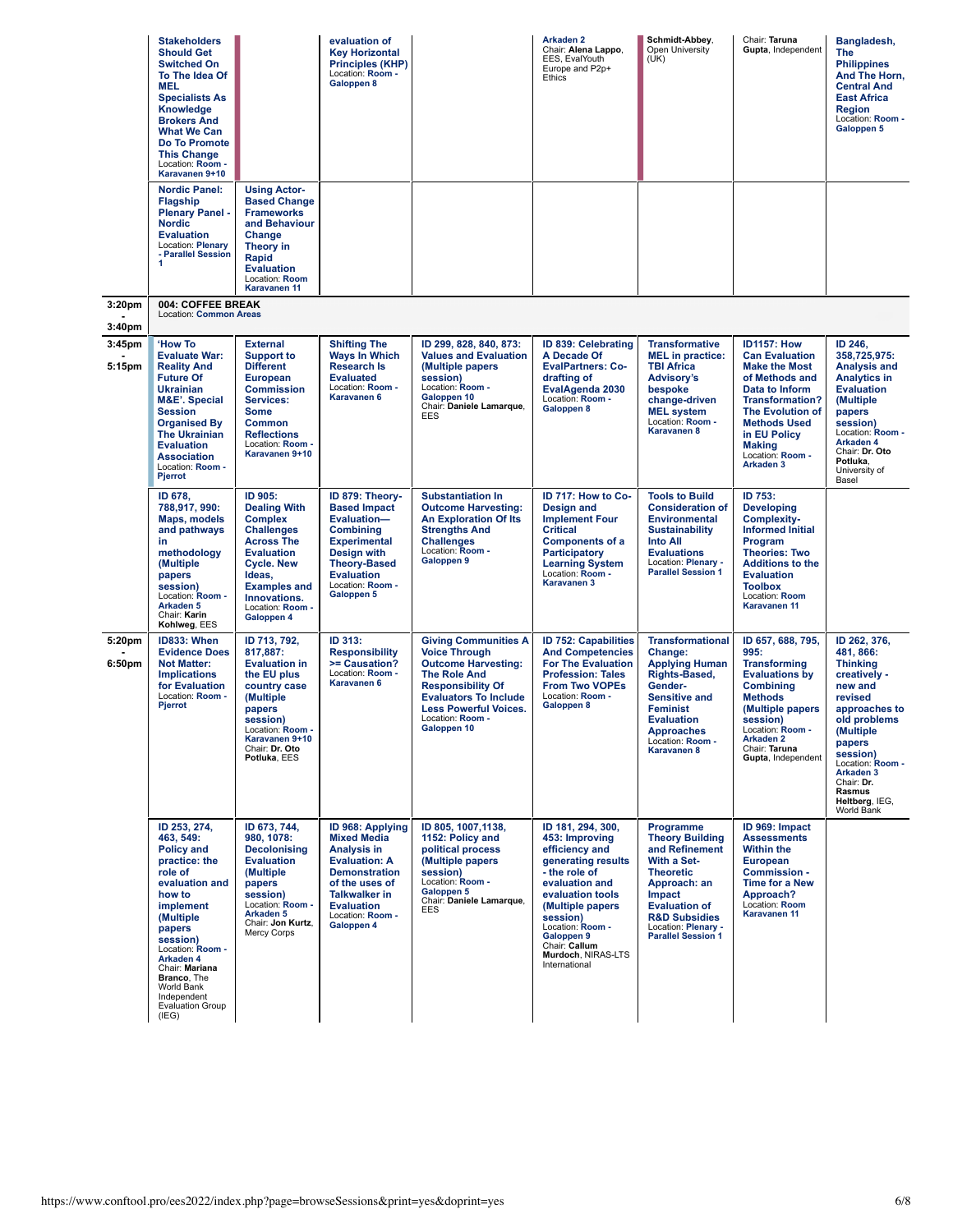| Time | | | | | | | | |
|---|---|---|---|---|---|---|---|---|
| | **Stakeholders Should Get Switched On To The Idea Of MEL Specialists As Knowledge Brokers And What We Can Do To Promote This Change** Location: Room - Karavanen 9+10 | | **evaluation of Key Horizontal Principles (KHP)** Location: Room - Galoppen 8 | | Arkaden 2 Chair: **Alena Lappo**, EES, EvalYouth Europe and P2p+ Ethics | **Schmidt-Abbey**, Open University (UK) | Chair: **Taruna Gupta**, Independent | **Bangladesh, The Philippines And The Horn, Central And East Africa Region** Location: Room - Galoppen 5 |
| | **Nordic Panel: Flagship Plenary Panel - Nordic Evaluation** Location: Plenary - Parallel Session 1 | **Using Actor-Based Change Frameworks and Behaviour Change Theory in Rapid Evaluation** Location: Room Karavanen 11 | | | | | | |
| 3:20pm - 3:40pm | **004: COFFEE BREAK** Location: Common Areas | | | | | | | |
| 3:45pm - 5:15pm | **'How To Evaluate War: Reality And Future Of Ukrainian M&E'. Special Session Organised By The Ukrainian Evaluation Association** Location: Room - Pjerrot | **External Support to Different European Commission Services: Some Common Reflections** Location: Room - Karavanen 9+10 | **Shifting The Ways In Which Research Is Evaluated** Location: Room - Karavanen 6 | **ID 299, 828, 840, 873: Values and Evaluation (Multiple papers session)** Location: Room - Galoppen 10 Chair: **Daniele Lamarque**, EES | **ID 839: Celebrating A Decade Of EvalPartners: Co-drafting of EvalAgenda 2030** Location: Room - Galoppen 8 | **Transformative MEL in practice: TBI Africa Advisory's bespoke change-driven MEL system** Location: Room - Karavanen 8 | **ID1157: How Can Evaluation Make the Most of Methods and Data to Inform Transformation? The Evolution of Methods Used in EU Policy Making** Location: Room - Arkaden 3 | **ID 246, 358,725,975: Analysis and Analytics in Evaluation (Multiple papers session)** Location: Room - Arkaden 4 Chair: **Dr. Oto Potluka**, University of Basel |
| | **ID 678, 788,917, 990: Maps, models and pathways in methodology (Multiple papers session)** Location: Room - Arkaden 5 Chair: **Karin Kohlweg**, EES | **ID 905: Dealing With Complex Challenges Across The Evaluation Cycle. New Ideas, Examples and Innovations.** Location: Room - Galoppen 4 | **ID 879: Theory-Based Impact Evaluation—Combining Experimental Design with Theory-Based Evaluation** Location: Room - Galoppen 5 | **Substantiation In Outcome Harvesting: An Exploration Of Its Strengths And Challenges** Location: Room - Galoppen 9 | **ID 717: How to Co-Design and Implement Four Critical Components of a Participatory Learning System** Location: Room - Karavanen 3 | **Tools to Build Consideration of Environmental Sustainability Into All Evaluations** Location: Plenary - Parallel Session 1 | **ID 753: Developing Complexity-Informed Initial Program Theories: Two Additions to the Evaluation Toolbox** Location: Room Karavanen 11 | |
| 5:20pm - 6:50pm | **ID833: When Evidence Does Not Matter: Implications for Evaluation** Location: Room - Pjerrot | **ID 713, 792, 817,887: Evaluation in the EU plus country case (Multiple papers session)** Location: Room - Karavanen 9+10 Chair: **Dr. Oto Potluka**, EES | **ID 313: Responsibility >= Causation?** Location: Room - Karavanen 6 | **Giving Communities A Voice Through Outcome Harvesting: The Role And Responsibility Of Evaluators To Include Less Powerful Voices.** Location: Room - Galoppen 10 | **ID 752: Capabilities And Competencies For The Evaluation Profession: Tales From Two VOPEs** Location: Room - Galoppen 8 | **Transformational Change: Applying Human Rights-Based, Gender-Sensitive and Feminist Evaluation Approaches** Location: Room - Karavanen 8 | **ID 657, 688, 795, 995: Transforming Evaluations by Combining Methods (Multiple papers session)** Location: Room - Arkaden 2 Chair: **Taruna Gupta**, Independent | **ID 262, 376, 481, 866: Thinking creatively - new and revised approaches to old problems (Multiple papers session)** Location: Room - Arkaden 3 Chair: **Dr. Rasmus Heltberg**, IEG, World Bank |
| | **ID 253, 274, 463, 549: Policy and practice: the role of evaluation and how to implement (Multiple papers session)** Location: Room - Arkaden 4 Chair: **Mariana Branco**, The World Bank Independent Evaluation Group (IEG) | **ID 673, 744, 980, 1078: Decolonising Evaluation (Multiple papers session)** Location: Room - Arkaden 5 Chair: **Jon Kurtz**, Mercy Corps | **ID 968: Applying Mixed Media Analysis in Evaluation: A Demonstration of the uses of Talkwalker in Evaluation** Location: Room - Galoppen 4 | **ID 805, 1007,1138, 1152: Policy and political process (Multiple papers session)** Location: Room - Galoppen 5 Chair: **Daniele Lamarque**, EES | **ID 181, 294, 300, 453: Improving efficiency and generating results - the role of evaluation and evaluation tools (Multiple papers session)** Location: Room - Galoppen 9 Chair: **Callum Murdoch**, NIRAS-LTS International | **Programme Theory Building and Refinement With a Set-Theoretic Approach: an Impact Evaluation of R&D Subsidies** Location: Plenary - Parallel Session 1 | **ID 969: Impact Assessments Within the European Commission - Time for a New Approach?** Location: Room Karavanen 11 | |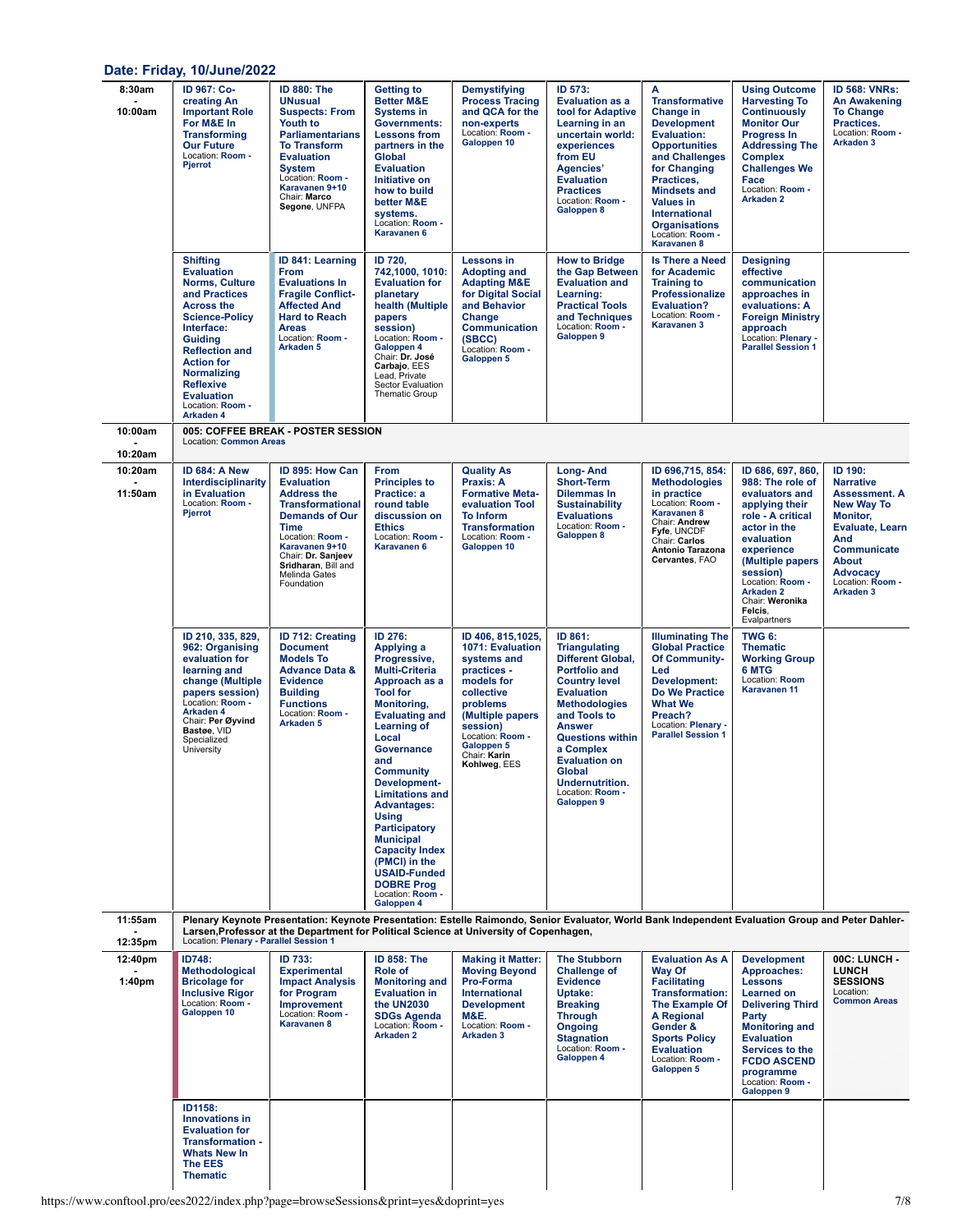## Date: Friday, 10/June/2022

| Time | | | | | | | | |
|---|---|---|---|---|---|---|---|---|
| 8:30am - 10:00am | **ID 967: Co-creating An Important Role For M&E In Transforming Our Future** Location: Room - Pjerrot | **ID 880: The UNusual Suspects: From Youth to Parliamentarians To Transform Evaluation System** Location: Room - Karavanen 9+10 Chair: **Marco Segone**, UNFPA | **Getting to Better M&E Systems in Governments: Lessons from partners in the Global Evaluation Initiative on how to build better M&E systems.** Location: Room - Karavanen 6 | **Demystifying Process Tracing and QCA for the non-experts** Location: Room - Galoppen 10 | **ID 573: Evaluation as a tool for Adaptive Learning in an uncertain world: experiences from EU Agencies' Evaluation Practices** Location: Room - Galoppen 8 | **A Transformative Change in Development Evaluation: Opportunities and Challenges for Changing Practices, Mindsets and Values in International Organisations** Location: Room - Karavanen 8 | **Using Outcome Harvesting To Continuously Monitor Our Progress In Addressing The Complex Challenges We Face** Location: Room - Arkaden 2 | **ID 568: VNRs: An Awakening To Change Practices.** Location: Room - Arkaden 3 |
| | **Shifting Evaluation Norms, Culture and Practices Across the Science-Policy Interface: Guiding Reflection and Action for Normalizing Reflexive Evaluation** Location: Room - Arkaden 4 | **ID 841: Learning From Evaluations In Fragile Conflict-Affected And Hard to Reach Areas** Location: Room - Arkaden 5 | **ID 720, 742,1000, 1010: Evaluation for planetary health (Multiple papers session)** Location: Room - Galoppen 4 Chair: **Dr. José Carbajo**, EES Lead, Private Sector Evaluation Thematic Group | **Lessons in Adopting and Adapting M&E for Digital Social and Behavior Change Communication (SBCC)** Location: Room - Galoppen 5 | **How to Bridge the Gap Between Evaluation and Learning: Practical Tools and Techniques** Location: Room - Galoppen 9 | **Is There a Need for Academic Training to Professionalize Evaluation?** Location: Room - Karavanen 3 | **Designing effective communication approaches in evaluations: A Foreign Ministry approach** Location: Plenary - Parallel Session 1 | |
| 10:00am - 10:20am | **005: COFFEE BREAK - POSTER SESSION** Location: Common Areas | | | | | | | |
| 10:20am - 11:50am | **ID 684: A New Interdisciplinarity in Evaluation** Location: Room - Pjerrot | **ID 895: How Can Evaluation Address the Transformational Demands of Our Time** Location: Room - Karavanen 9+10 Chair: **Dr. Sanjeev Sridharan**, Bill and Melinda Gates Foundation | **From Principles to Practice: a round table discussion on Ethics** Location: Room - Karavanen 6 | **Quality As Praxis: A Formative Meta-evaluation Tool To Inform Transformation** Location: Room - Galoppen 10 | **Long- And Short-Term Dilemmas In Sustainability Evaluations** Location: Room - Galoppen 8 | **ID 696,715, 854: Methodologies in practice** Location: Room - Karavanen 8 Chair: **Andrew Fyfe**, UNCDF Chair: **Carlos Antonio Tarazona Cervantes**, FAO | **ID 686, 697, 860, 988: The role of evaluators and applying their role - A critical actor in the evaluation experience (Multiple papers session)** Location: Room - Arkaden 2 Chair: **Weronika Felcis**, Evalpartners | **ID 190: Narrative Assessment. A New Way To Monitor, Evaluate, Learn And Communicate About Advocacy** Location: Room - Arkaden 3 |
| | **ID 210, 335, 829, 962: Organising evaluation for learning and change (Multiple papers session)** Location: Room - Arkaden 4 Chair: **Per Øyvind Bastøe**, VID Specialized University | **ID 712: Creating Document Models To Advance Data & Evidence Building Functions** Location: Room - Arkaden 5 | **ID 276: Applying a Progressive, Multi-Criteria Approach as a Tool for Monitoring, Evaluating and Learning of Local Governance and Community Development-Limitations and Advantages: Using Participatory Municipal Capacity Index (PMCI) in the USAID-Funded DOBRE Prog** Location: Room - Galoppen 4 | **ID 406, 815,1025, 1071: Evaluation systems and practices - models for collective problems (Multiple papers session)** Location: Room - Galoppen 5 Chair: **Karin Kohlweg**, EES | **ID 861: Triangulating Different Global, Portfolio and Country level Evaluation Methodologies and Tools to Answer Questions within a Complex Evaluation on Global Undernutrition.** Location: Room - Galoppen 9 | **Illuminating The Global Practice Of Community-Led Development: Do We Practice What We Preach?** Location: Plenary - Parallel Session 1 | **TWG 6: Thematic Working Group 6 MTG** Location: Room Karavanen 11 | |
| 11:55am - 12:35pm | **Plenary Keynote Presentation: Keynote Presentation: Estelle Raimondo, Senior Evaluator, World Bank Independent Evaluation Group and Peter Dahler-Larsen,Professor at the Department for Political Science at University of Copenhagen,** Location: Plenary - Parallel Session 1 | | | | | | | |
| 12:40pm - 1:40pm | **ID748: Methodological Bricolage for Inclusive Rigor** Location: Room - Galoppen 10 | **ID 733: Experimental Impact Analysis for Program Improvement** Location: Room - Karavanen 8 | **ID 858: The Role of Monitoring and Evaluation in the UN2030 SDGs Agenda** Location: Room - Arkaden 2 | **Making it Matter: Moving Beyond Pro-Forma International Development M&E.** Location: Room - Arkaden 3 | **The Stubborn Challenge of Evidence Uptake: Breaking Through Ongoing Stagnation** Location: Room - Galoppen 4 | **Evaluation As A Way Of Facilitating Transformation: The Example Of A Regional Gender & Sports Policy Evaluation** Location: Room - Galoppen 5 | **Development Approaches: Lessons Learned on Delivering Third Party Monitoring and Evaluation Services to the FCDO ASCEND programme** Location: Room - Galoppen 9 | **00C: LUNCH - LUNCH SESSIONS** Location: Common Areas |
| | **ID1158: Innovations in Evaluation for Transformation - Whats New In The EES Thematic** | | | | | | | |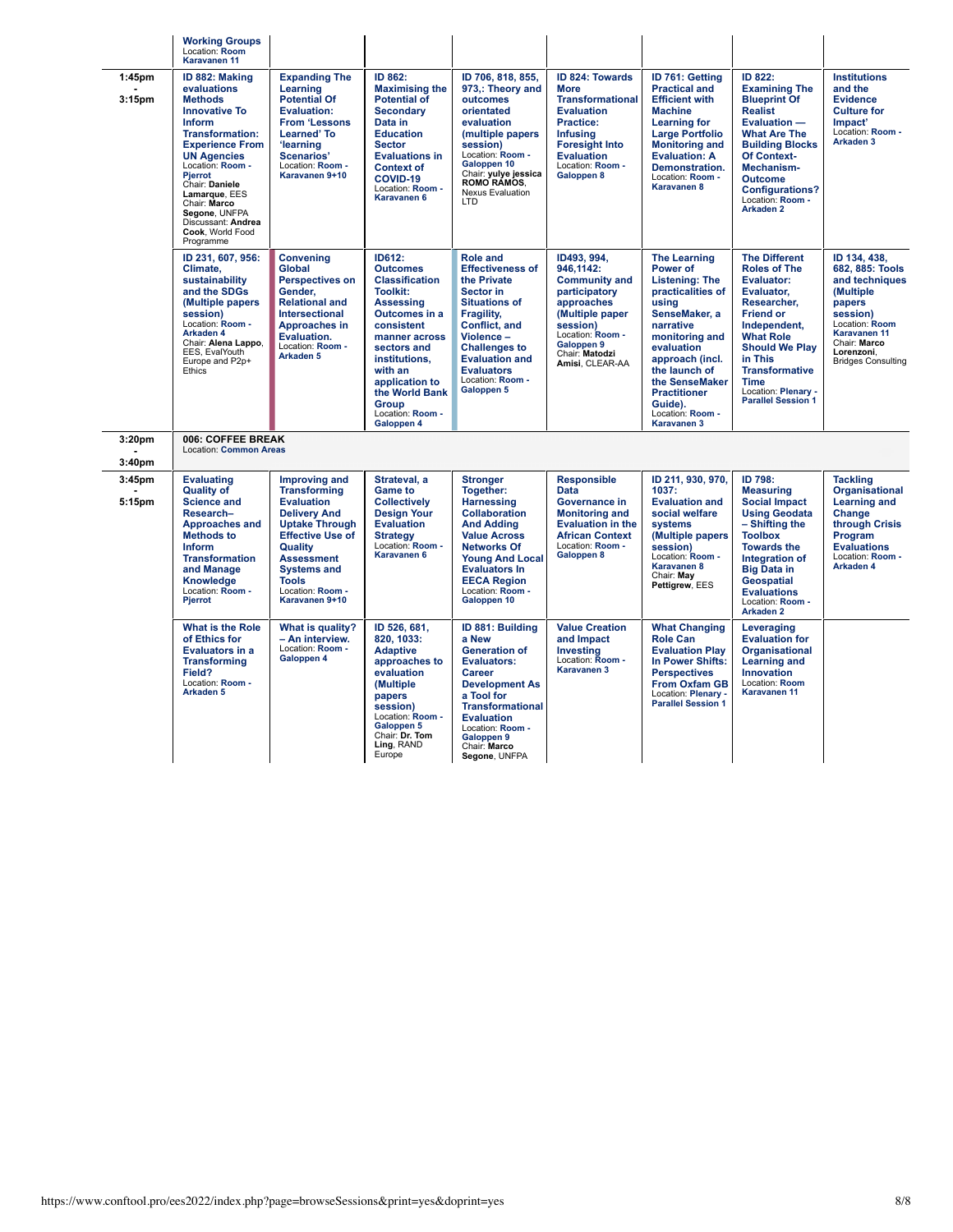| | | | | | | | | |
|---|---|---|---|---|---|---|---|---|
| | **Working Groups** Location: **Room Karavanen 11** | | | | | | | |
| **1:45pm - 3:15pm** | **ID 882: Making evaluations Methods Innovative To Inform Transformation: Experience From UN Agencies** Location: **Room - Pjerrot** Chair: **Daniele Lamarque**, EES Chair: **Marco Segone**, UNFPA Discussant: **Andrea Cook**, World Food Programme | **Expanding The Learning Potential Of Evaluation: From 'Lessons Learned' To 'learning Scenarios'** Location: **Room - Karavanen 9+10** | **ID 862: Maximising the Potential of Secondary Data in Education Sector Evaluations in Context of COVID-19** Location: **Room - Karavanen 6** | **ID 706, 818, 855, 973,: Theory and outcomes orientated evaluation (multiple papers session)** Location: **Room - Galoppen 10** Chair: **yulye jessica ROMO RAMOS**, Nexus Evaluation LTD | **ID 824: Towards More Transformational Evaluation Practice: Infusing Foresight Into Evaluation** Location: **Room - Galoppen 8** | **ID 761: Getting Practical and Efficient with Machine Learning for Large Portfolio Monitoring and Evaluation: A Demonstration.** Location: **Room - Karavanen 8** | **ID 822: Examining The Blueprint Of Realist Evaluation — What Are The Building Blocks Of Context-Mechanism-Outcome Configurations?** Location: **Room - Arkaden 2** | **Institutions and the Evidence Culture for Impact'** Location: **Room - Arkaden 3** |
| | **ID 231, 607, 956: Climate, sustainability and the SDGs (Multiple papers session)** Location: **Room - Arkaden 4** Chair: **Alena Lappo**, EES, EvalYouth Europe and P2p+ Ethics | **Convening Global Perspectives on Gender, Relational and Intersectional Approaches in Evaluation.** Location: **Room - Arkaden 5** | **ID612: Outcomes Classification Toolkit: Assessing Outcomes in a consistent manner across sectors and institutions, with an application to the World Bank Group** Location: **Room - Galoppen 4** | **Role and Effectiveness of the Private Sector in Situations of Fragility, Conflict, and Violence – Challenges to Evaluation and Evaluators** Location: **Room - Galoppen 5** | **ID493, 994, 946,1142: Community and participatory approaches (Multiple paper session)** Location: **Room - Galoppen 9** Chair: **Matodzi Amisi**, CLEAR-AA | **The Learning Power of Listening: The practicalities of using SenseMaker, a narrative monitoring and evaluation approach (incl. the launch of the SenseMaker Practitioner Guide).** Location: **Room - Karavanen 3** | **The Different Roles of The Evaluator: Evaluator, Researcher, Friend or Independent, What Role Should We Play in This Transformative Time** Location: **Plenary - Parallel Session 1** | **ID 134, 438, 682, 885: Tools and techniques (Multiple papers session)** Location: **Room Karavanen 11** Chair: **Marco Lorenzoni**, Bridges Consulting |
| **3:20pm - 3:40pm** | **006: COFFEE BREAK** Location: **Common Areas** | | | | | | | |
| **3:45pm - 5:15pm** | **Evaluating Quality of Science and Research– Approaches and Methods to Inform Transformation and Manage Knowledge** Location: **Room - Pjerrot** | **Improving and Transforming Evaluation Delivery And Uptake Through Effective Use of Quality Assessment Systems and Tools** Location: **Room - Karavanen 9+10** | **Strateval, a Game to Collectively Design Your Evaluation Strategy** Location: **Room - Karavanen 6** | **Stronger Together: Harnessing Collaboration And Adding Value Across Networks Of Young And Local Evaluators In EECA Region** Location: **Room - Galoppen 10** | **Responsible Data Governance in Monitoring and Evaluation in the African Context** Location: **Room - Galoppen 8** | **ID 211, 930, 970, 1037: Evaluation and social welfare systems (Multiple papers session)** Location: **Room - Karavanen 8** Chair: **May Pettigrew**, EES | **ID 798: Measuring Social Impact Using Geodata – Shifting the Toolbox Towards the Integration of Big Data in Geospatial Evaluations** Location: **Room - Arkaden 2** | **Tackling Organisational Learning and Change through Crisis Program Evaluations** Location: **Room - Arkaden 4** |
| | **What is the Role of Ethics for Evaluators in a Transforming Field?** Location: **Room - Arkaden 5** | **What is quality? – An interview.** Location: **Room - Galoppen 4** | **ID 526, 681, 820, 1033: Adaptive approaches to evaluation (Multiple papers session)** Location: **Room - Galoppen 5** Chair: **Dr. Tom Ling**, RAND Europe | **ID 881: Building a New Generation of Evaluators: Career Development As a Tool for Transformational Evaluation** Location: **Room - Galoppen 9** Chair: **Marco Segone**, UNFPA | **Value Creation and Impact Investing** Location: **Room - Karavanen 3** | **What Changing Role Can Evaluation Play In Power Shifts: Perspectives From Oxfam GB** Location: **Plenary - Parallel Session 1** | **Leveraging Evaluation for Organisational Learning and Innovation** Location: **Room Karavanen 11** | |